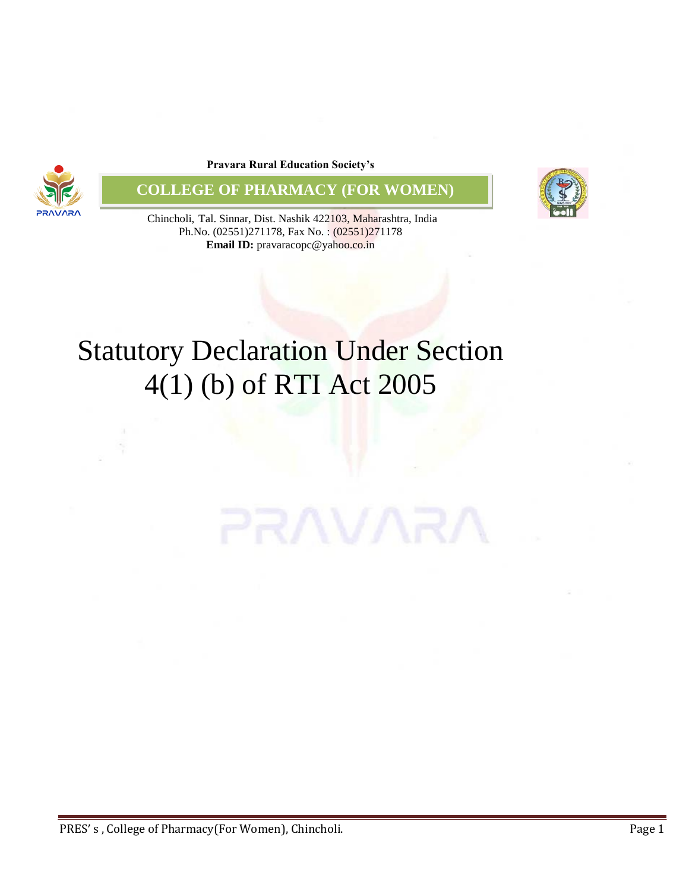**Pravara Rural Education Society's**

**COLLEGE OF PHARMACY (FOR WOMEN)**

Chincholi, Tal. Sinnar, Dist. Nashik 422103, Maharashtra, India
Ph.No. (02551)271178, Fax No. : (02551)271178
**Email ID:** pravaracopc@yahoo.co.in

# Statutory Declaration Under Section 4(1) (b) of RTI Act 2005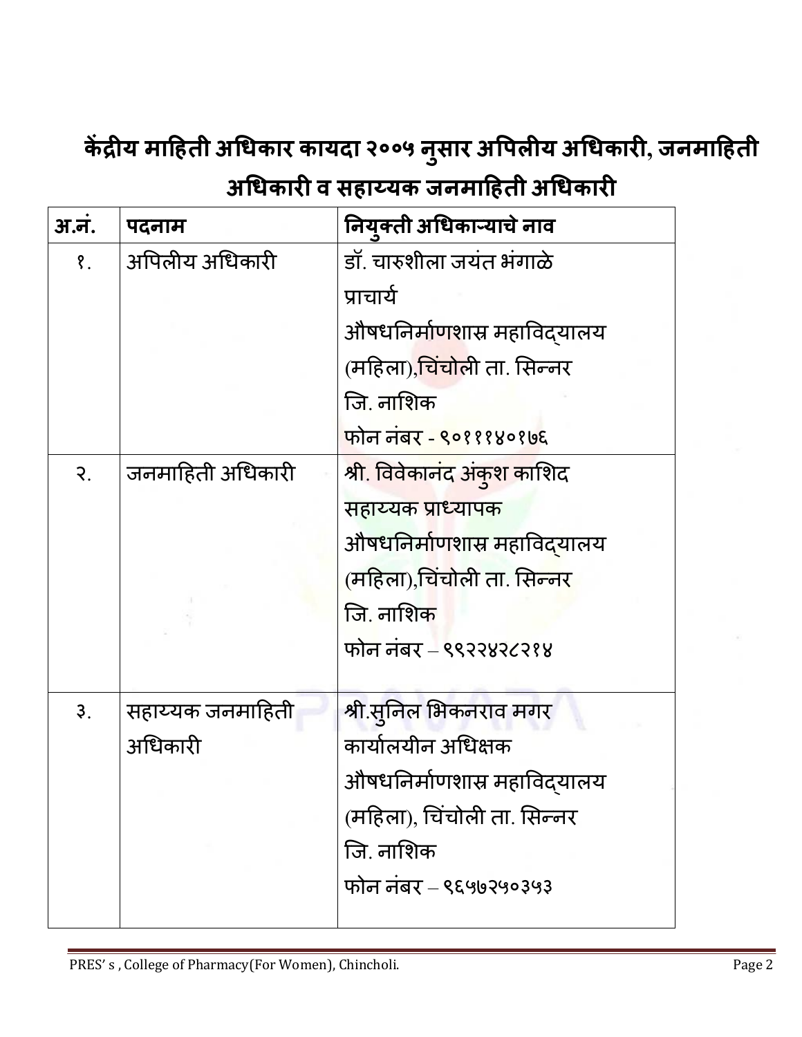## केंद्रीय माहिती अधिकार कायदा २००५ नुसार अपिलीय अधिकारी, जनमाहिती अधिकारी व सहाय्यक जनमाहिती अधिकारी

| अ.नं. | पदनाम | नियुक्ती अधिकाऱ्याचे नाव |
|---|---|---|
| १. | अपिलीय अधिकारी | डॉ. चारुशीला जयंत भंगाळे<br>प्राचार्य<br>औषधनिर्माणशास्र महाविद्यालय (महिला),चिंचोली ता. सिन्नर जि. नाशिक<br>फोन नंबर - ९०१११४०१७६ |
| २. | जनमाहिती अधिकारी | श्री. विवेकानंद अंकुश काशिद<br>सहाय्यक प्राध्यापक<br>औषधनिर्माणशास्र महाविद्यालय (महिला),चिंचोली ता. सिन्नर जि. नाशिक<br>फोन नंबर – ९९२२४२८२१४ |
| ३. | सहाय्यक जनमाहिती अधिकारी | श्री.सुनिल भिकनराव मगर<br>कार्यालयीन अधिक्षक<br>औषधनिर्माणशास्र महाविद्यालय (महिला), चिंचोली ता. सिन्नर जि. नाशिक<br>फोन नंबर – ९६५७२५०३५३ |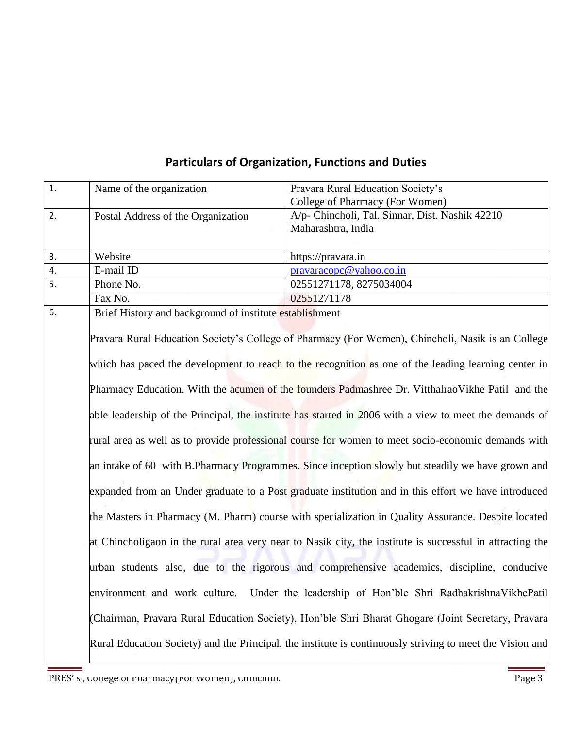## Particulars of Organization, Functions and Duties

| | | |
|---|---|---|
| 1. | Name of the organization | Pravara Rural Education Society's College of Pharmacy (For Women) |
| 2. | Postal Address of the Organization | A/p- Chincholi, Tal. Sinnar, Dist. Nashik 42210 Maharashtra, India |
| 3. | Website | https://pravara.in |
| 4. | E-mail ID | pravaracopc@yahoo.co.in |
| 5. | Phone No. | 02551271178, 8275034004 |
| | Fax No. | 02551271178 |
| 6. | Brief History and background of institute establishment | |

Pravara Rural Education Society's College of Pharmacy (For Women), Chincholi, Nasik is an College which has paced the development to reach to the recognition as one of the leading learning center in Pharmacy Education. With the acumen of the founders Padmashree Dr. VitthalraoVikhe Patil and the able leadership of the Principal, the institute has started in 2006 with a view to meet the demands of rural area as well as to provide professional course for women to meet socio-economic demands with an intake of 60 with B.Pharmacy Programmes. Since inception slowly but steadily we have grown and expanded from an Under graduate to a Post graduate institution and in this effort we have introduced the Masters in Pharmacy (M. Pharm) course with specialization in Quality Assurance. Despite located at Chincholigaon in the rural area very near to Nasik city, the institute is successful in attracting the urban students also, due to the rigorous and comprehensive academics, discipline, conducive environment and work culture. Under the leadership of Hon'ble Shri RadhakrishnaVikhePatil (Chairman, Pravara Rural Education Society), Hon'ble Shri Bharat Ghogare (Joint Secretary, Pravara Rural Education Society) and the Principal, the institute is continuously striving to meet the Vision and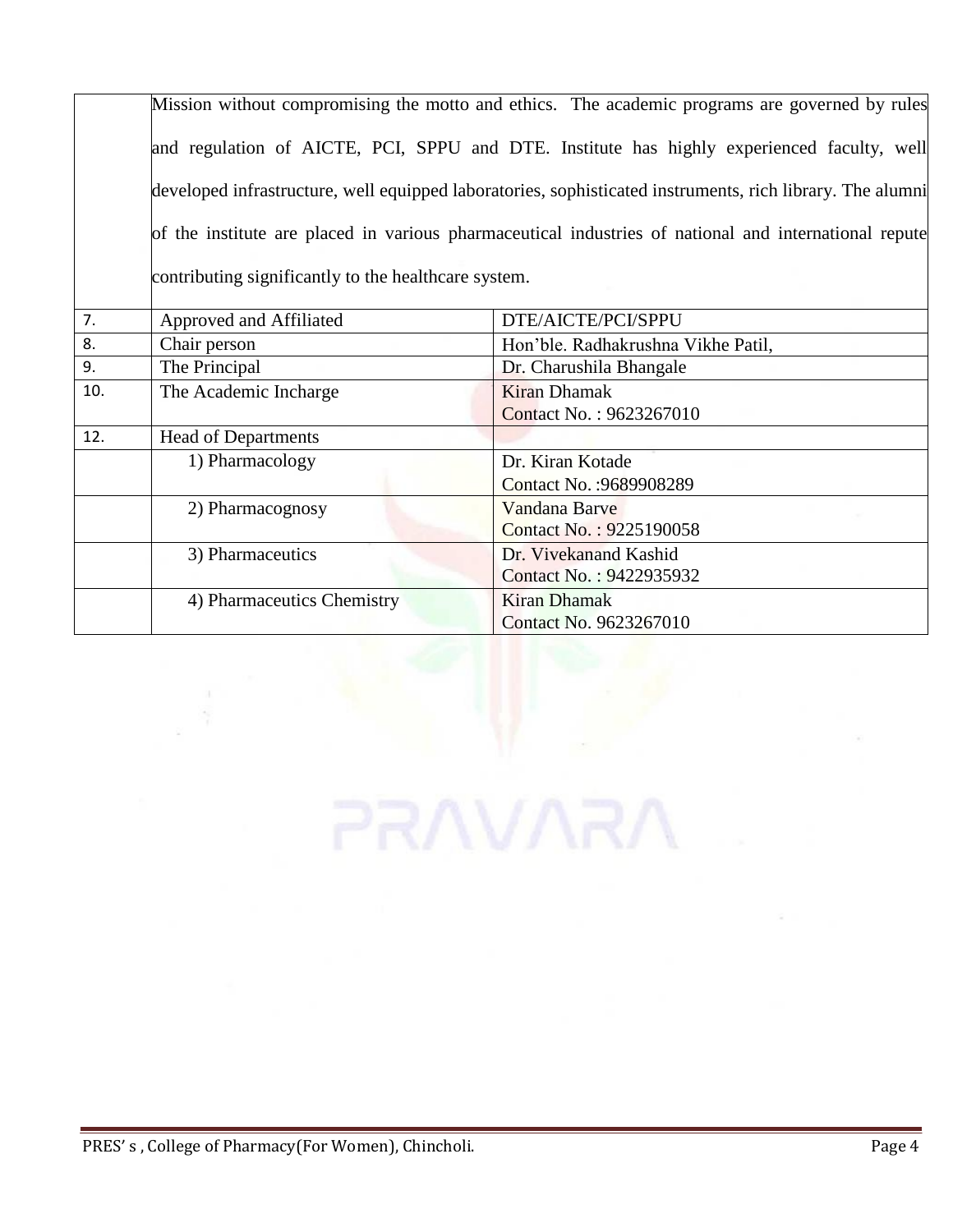| | | |
|---|---|---|
| | Mission without compromising the motto and ethics. The academic programs are governed by rules and regulation of AICTE, PCI, SPPU and DTE. Institute has highly experienced faculty, well developed infrastructure, well equipped laboratories, sophisticated instruments, rich library. The alumni of the institute are placed in various pharmaceutical industries of national and international repute contributing significantly to the healthcare system. | |
| 7. | Approved and Affiliated | DTE/AICTE/PCI/SPPU |
| 8. | Chair person | Hon'ble. Radhakrushna Vikhe Patil, |
| 9. | The Principal | Dr. Charushila Bhangale |
| 10. | The Academic Incharge | Kiran Dhamak<br>Contact No. : 9623267010 |
| 12. | Head of Departments | |
| | 1) Pharmacology | Dr. Kiran Kotade<br>Contact No. :9689908289 |
| | 2) Pharmacognosy | Vandana Barve<br>Contact No. : 9225190058 |
| | 3) Pharmaceutics | Dr. Vivekanand Kashid<br>Contact No. : 9422935932 |
| | 4) Pharmaceutics Chemistry | Kiran Dhamak<br>Contact No. 9623267010 |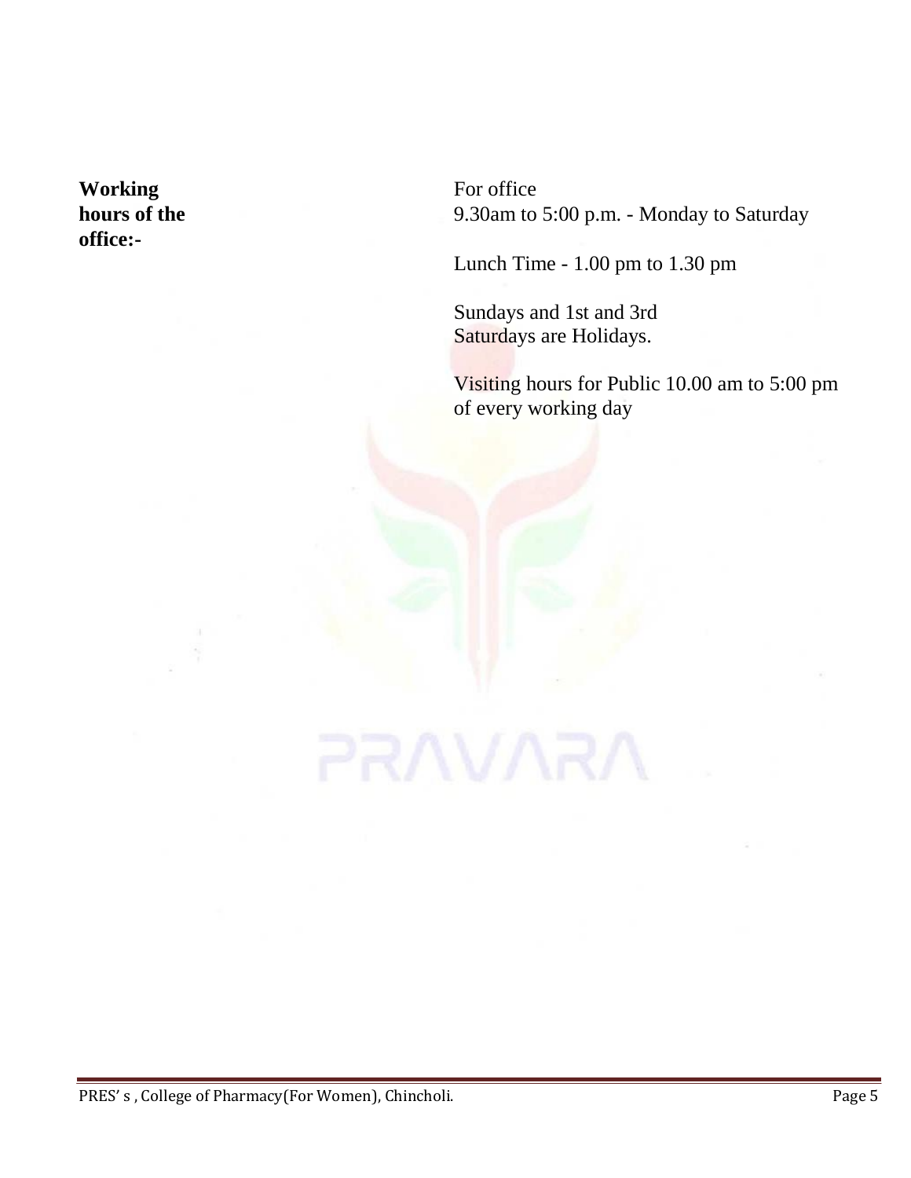| | |
|---|---|
| **Working hours of the office:-** | For office<br>9.30am to 5:00 p.m. - Monday to Saturday<br><br>Lunch Time - 1.00 pm to 1.30 pm<br><br>Sundays and 1st and 3rd Saturdays are Holidays.<br><br>Visiting hours for Public 10.00 am to 5:00 pm of every working day |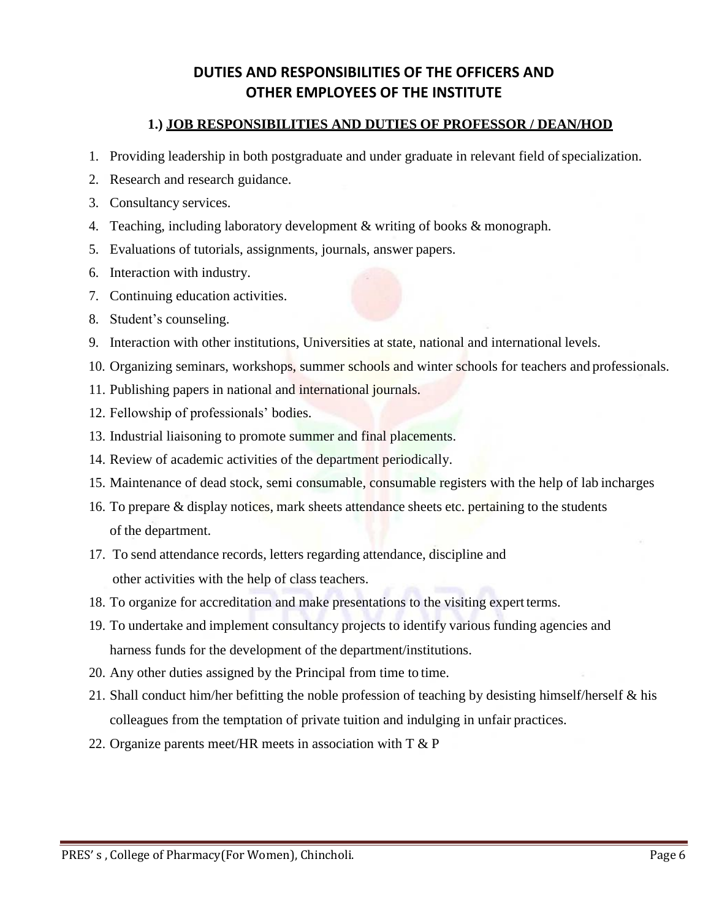# DUTIES AND RESPONSIBILITIES OF THE OFFICERS AND OTHER EMPLOYEES OF THE INSTITUTE

## 1.) JOB RESPONSIBILITIES AND DUTIES OF PROFESSOR / DEAN/HOD

1. Providing leadership in both postgraduate and under graduate in relevant field of specialization.
2. Research and research guidance.
3. Consultancy services.
4. Teaching, including laboratory development & writing of books & monograph.
5. Evaluations of tutorials, assignments, journals, answer papers.
6. Interaction with industry.
7. Continuing education activities.
8. Student's counseling.
9. Interaction with other institutions, Universities at state, national and international levels.
10. Organizing seminars, workshops, summer schools and winter schools for teachers and professionals.
11. Publishing papers in national and international journals.
12. Fellowship of professionals' bodies.
13. Industrial liaisoning to promote summer and final placements.
14. Review of academic activities of the department periodically.
15. Maintenance of dead stock, semi consumable, consumable registers with the help of lab incharges
16. To prepare & display notices, mark sheets attendance sheets etc. pertaining to the students of the department.
17. To send attendance records, letters regarding attendance, discipline and other activities with the help of class teachers.
18. To organize for accreditation and make presentations to the visiting expert terms.
19. To undertake and implement consultancy projects to identify various funding agencies and harness funds for the development of the department/institutions.
20. Any other duties assigned by the Principal from time to time.
21. Shall conduct him/her befitting the noble profession of teaching by desisting himself/herself & his colleagues from the temptation of private tuition and indulging in unfair practices.
22. Organize parents meet/HR meets in association with T & P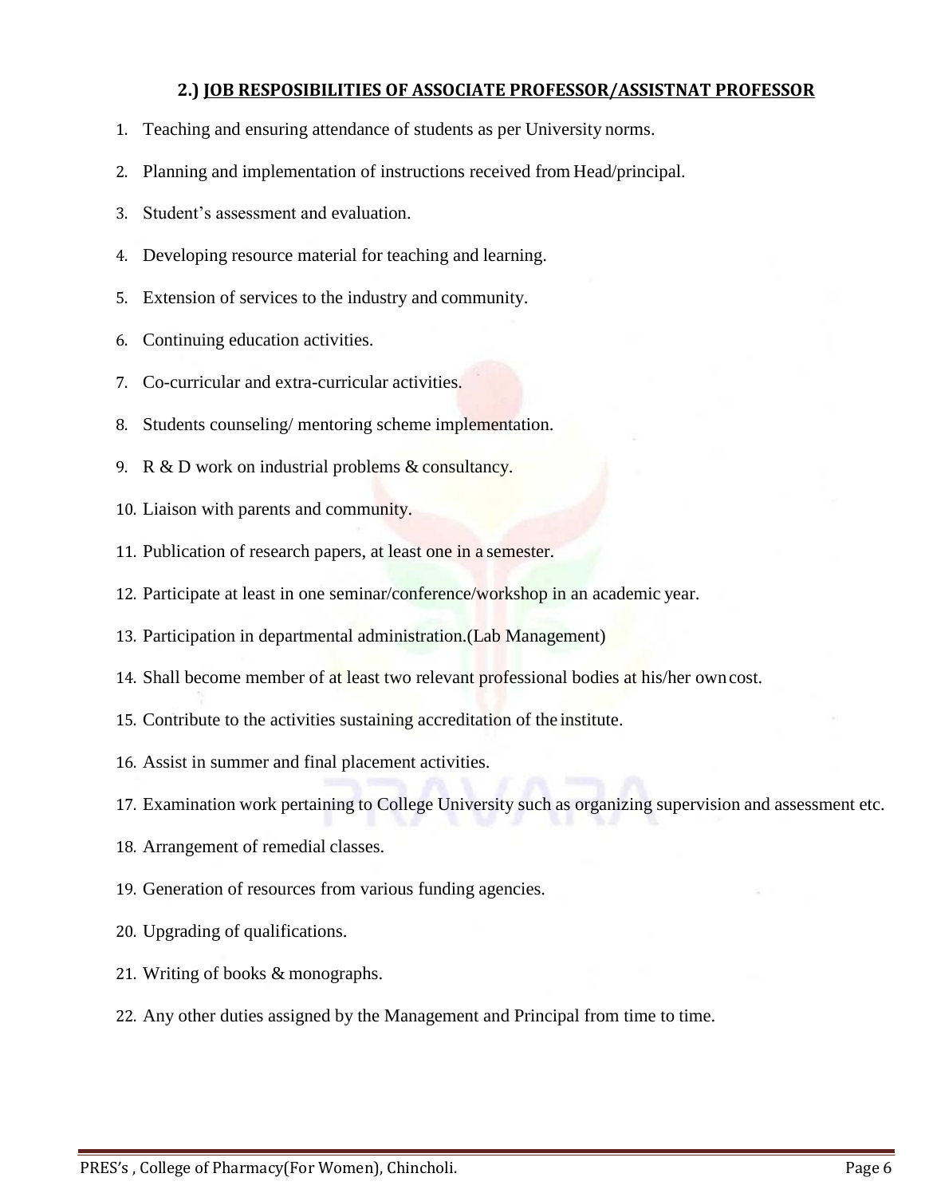## 2.) JOB RESPOSIBILITIES OF ASSOCIATE PROFESSOR/ASSISTNAT PROFESSOR

1. Teaching and ensuring attendance of students as per University norms.
2. Planning and implementation of instructions received from Head/principal.
3. Student's assessment and evaluation.
4. Developing resource material for teaching and learning.
5. Extension of services to the industry and community.
6. Continuing education activities.
7. Co-curricular and extra-curricular activities.
8. Students counseling/ mentoring scheme implementation.
9. R & D work on industrial problems & consultancy.
10. Liaison with parents and community.
11. Publication of research papers, at least one in a semester.
12. Participate at least in one seminar/conference/workshop in an academic year.
13. Participation in departmental administration.(Lab Management)
14. Shall become member of at least two relevant professional bodies at his/her own cost.
15. Contribute to the activities sustaining accreditation of the institute.
16. Assist in summer and final placement activities.
17. Examination work pertaining to College University such as organizing supervision and assessment etc.
18. Arrangement of remedial classes.
19. Generation of resources from various funding agencies.
20. Upgrading of qualifications.
21. Writing of books & monographs.
22. Any other duties assigned by the Management and Principal from time to time.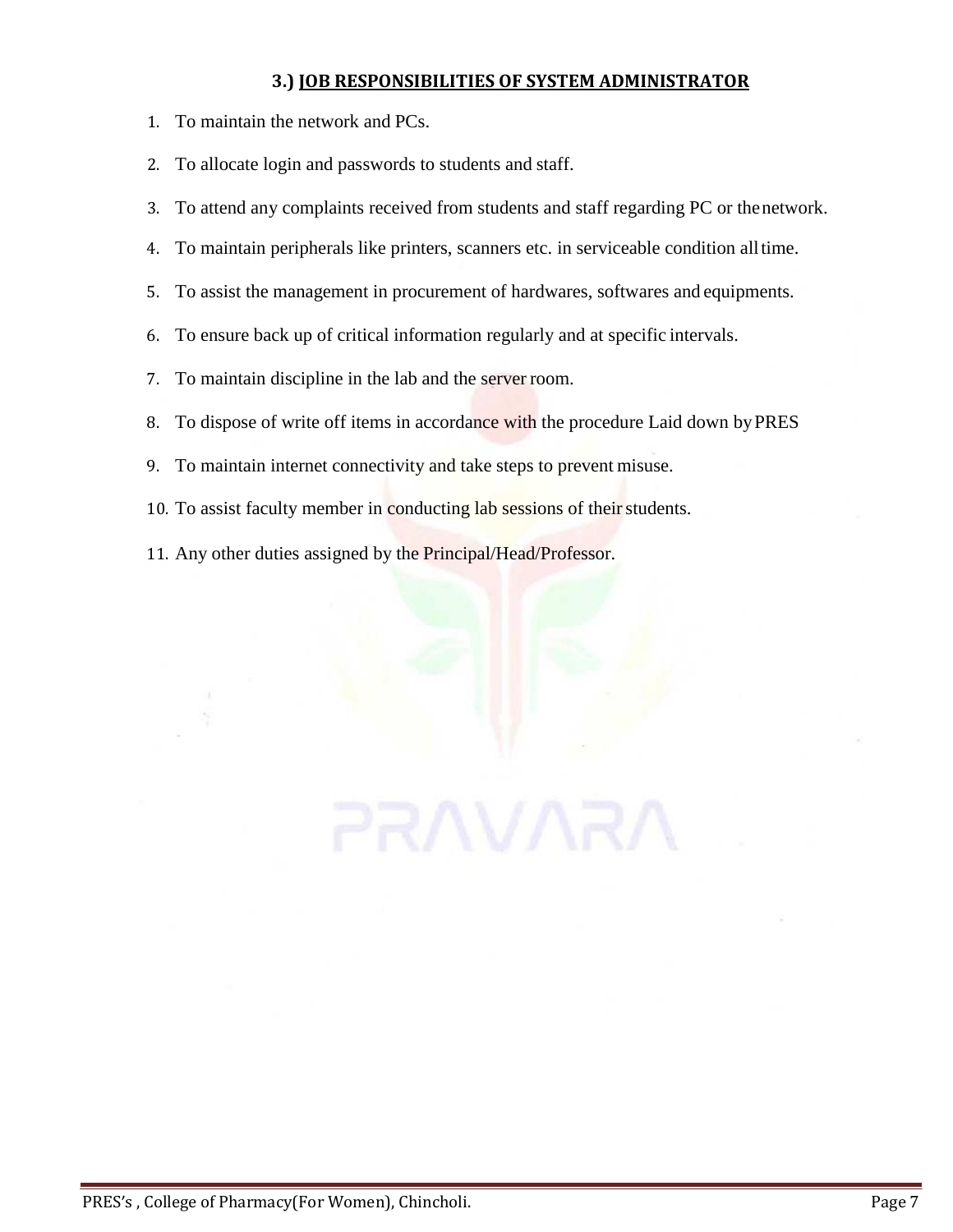### 3.) JOB RESPONSIBILITIES OF SYSTEM ADMINISTRATOR

1. To maintain the network and PCs.
2. To allocate login and passwords to students and staff.
3. To attend any complaints received from students and staff regarding PC or the network.
4. To maintain peripherals like printers, scanners etc. in serviceable condition all time.
5. To assist the management in procurement of hardwares, softwares and equipments.
6. To ensure back up of critical information regularly and at specific intervals.
7. To maintain discipline in the lab and the server room.
8. To dispose of write off items in accordance with the procedure Laid down by PRES
9. To maintain internet connectivity and take steps to prevent misuse.
10. To assist faculty member in conducting lab sessions of their students.
11. Any other duties assigned by the Principal/Head/Professor.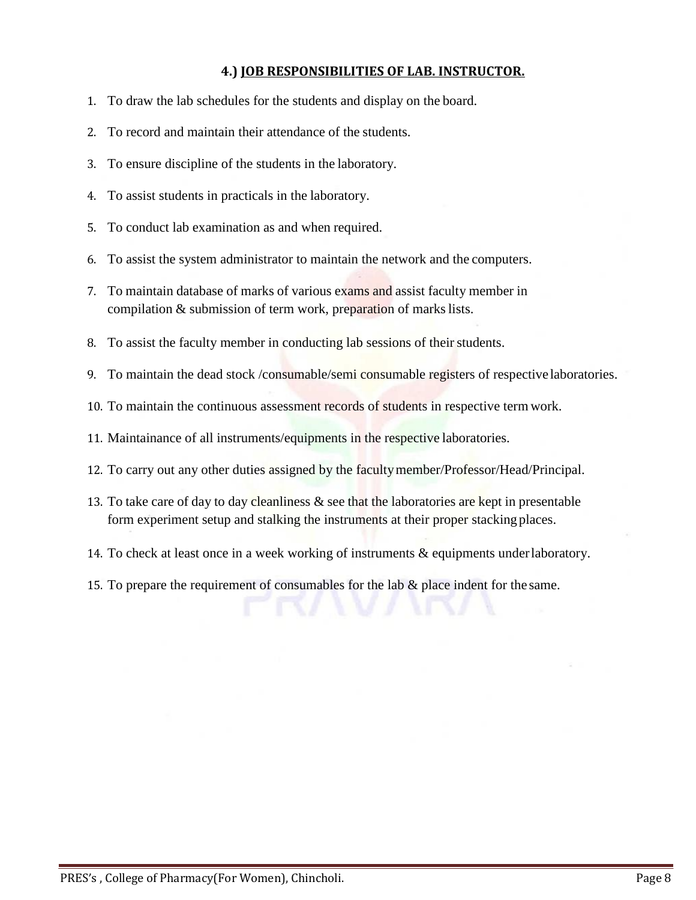### 4.) JOB RESPONSIBILITIES OF LAB. INSTRUCTOR.

1. To draw the lab schedules for the students and display on the board.
2. To record and maintain their attendance of the students.
3. To ensure discipline of the students in the laboratory.
4. To assist students in practicals in the laboratory.
5. To conduct lab examination as and when required.
6. To assist the system administrator to maintain the network and the computers.
7. To maintain database of marks of various exams and assist faculty member in compilation & submission of term work, preparation of marks lists.
8. To assist the faculty member in conducting lab sessions of their students.
9. To maintain the dead stock /consumable/semi consumable registers of respective laboratories.
10. To maintain the continuous assessment records of students in respective term work.
11. Maintainance of all instruments/equipments in the respective laboratories.
12. To carry out any other duties assigned by the faculty member/Professor/Head/Principal.
13. To take care of day to day cleanliness & see that the laboratories are kept in presentable form experiment setup and stalking the instruments at their proper stacking places.
14. To check at least once in a week working of instruments & equipments under laboratory.
15. To prepare the requirement of consumables for the lab & place indent for the same.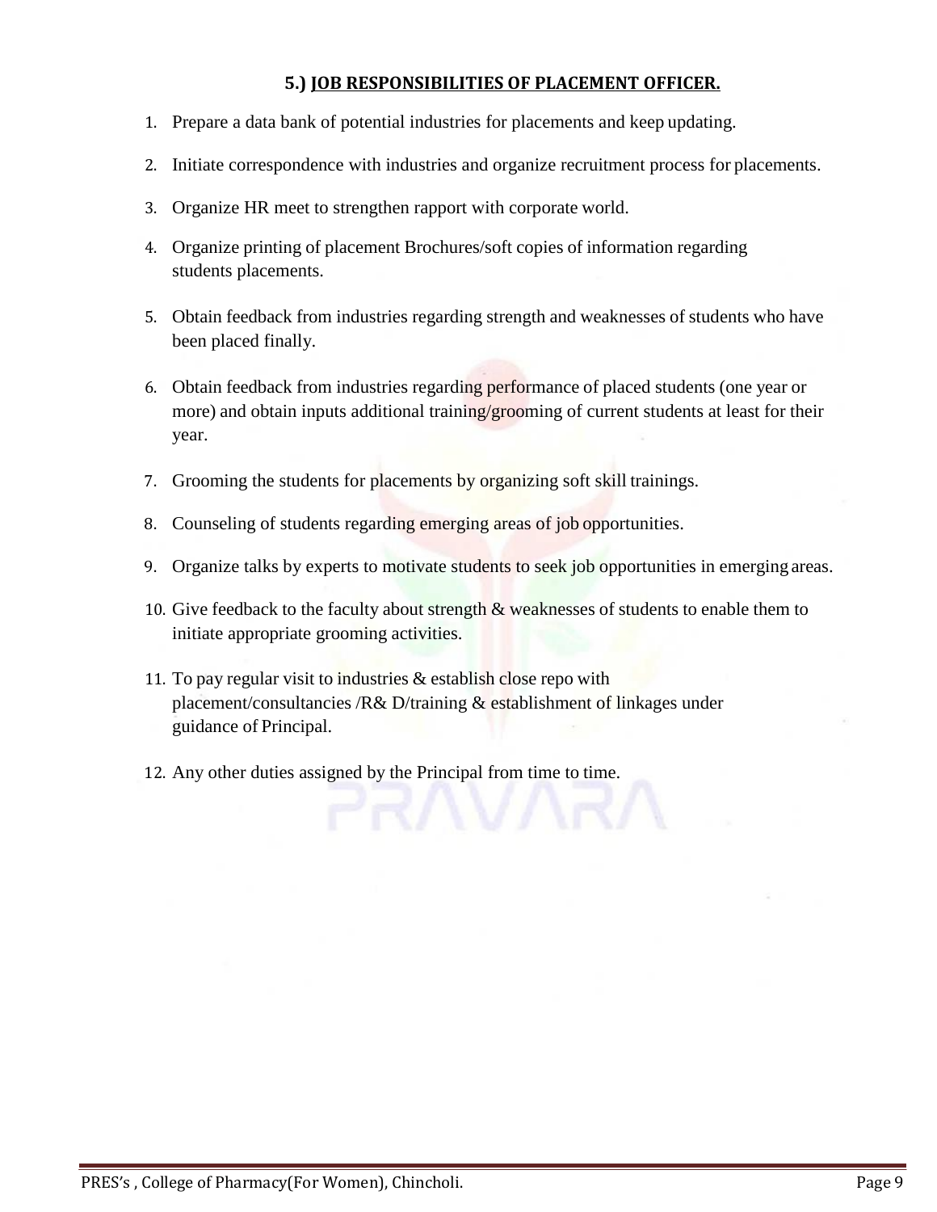## 5.) JOB RESPONSIBILITIES OF PLACEMENT OFFICER.

1. Prepare a data bank of potential industries for placements and keep updating.
2. Initiate correspondence with industries and organize recruitment process for placements.
3. Organize HR meet to strengthen rapport with corporate world.
4. Organize printing of placement Brochures/soft copies of information regarding students placements.
5. Obtain feedback from industries regarding strength and weaknesses of students who have been placed finally.
6. Obtain feedback from industries regarding performance of placed students (one year or more) and obtain inputs additional training/grooming of current students at least for their year.
7. Grooming the students for placements by organizing soft skill trainings.
8. Counseling of students regarding emerging areas of job opportunities.
9. Organize talks by experts to motivate students to seek job opportunities in emerging areas.
10. Give feedback to the faculty about strength & weaknesses of students to enable them to initiate appropriate grooming activities.
11. To pay regular visit to industries & establish close repo with placement/consultancies /R& D/training & establishment of linkages under guidance of Principal.
12. Any other duties assigned by the Principal from time to time.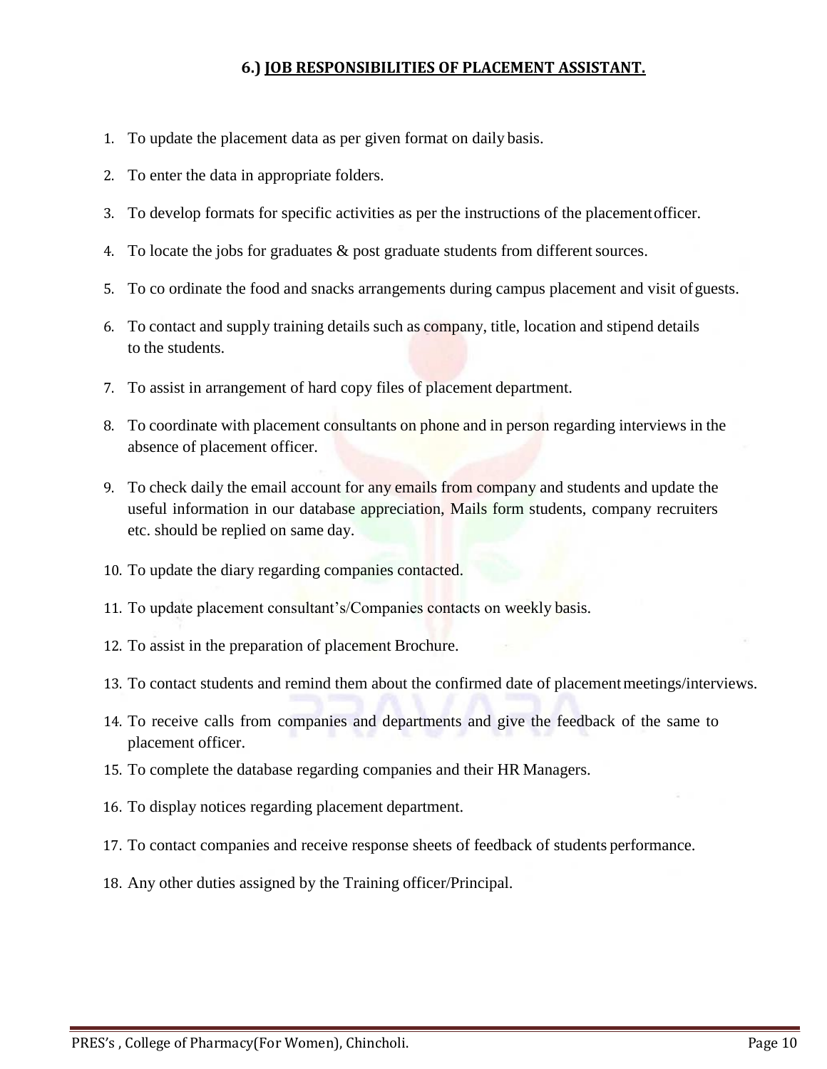## 6.) JOB RESPONSIBILITIES OF PLACEMENT ASSISTANT.

1. To update the placement data as per given format on daily basis.
2. To enter the data in appropriate folders.
3. To develop formats for specific activities as per the instructions of the placement officer.
4. To locate the jobs for graduates & post graduate students from different sources.
5. To co ordinate the food and snacks arrangements during campus placement and visit of guests.
6. To contact and supply training details such as company, title, location and stipend details to the students.
7. To assist in arrangement of hard copy files of placement department.
8. To coordinate with placement consultants on phone and in person regarding interviews in the absence of placement officer.
9. To check daily the email account for any emails from company and students and update the useful information in our database appreciation, Mails form students, company recruiters etc. should be replied on same day.
10. To update the diary regarding companies contacted.
11. To update placement consultant's/Companies contacts on weekly basis.
12. To assist in the preparation of placement Brochure.
13. To contact students and remind them about the confirmed date of placement meetings/interviews.
14. To receive calls from companies and departments and give the feedback of the same to placement officer.
15. To complete the database regarding companies and their HR Managers.
16. To display notices regarding placement department.
17. To contact companies and receive response sheets of feedback of students performance.
18. Any other duties assigned by the Training officer/Principal.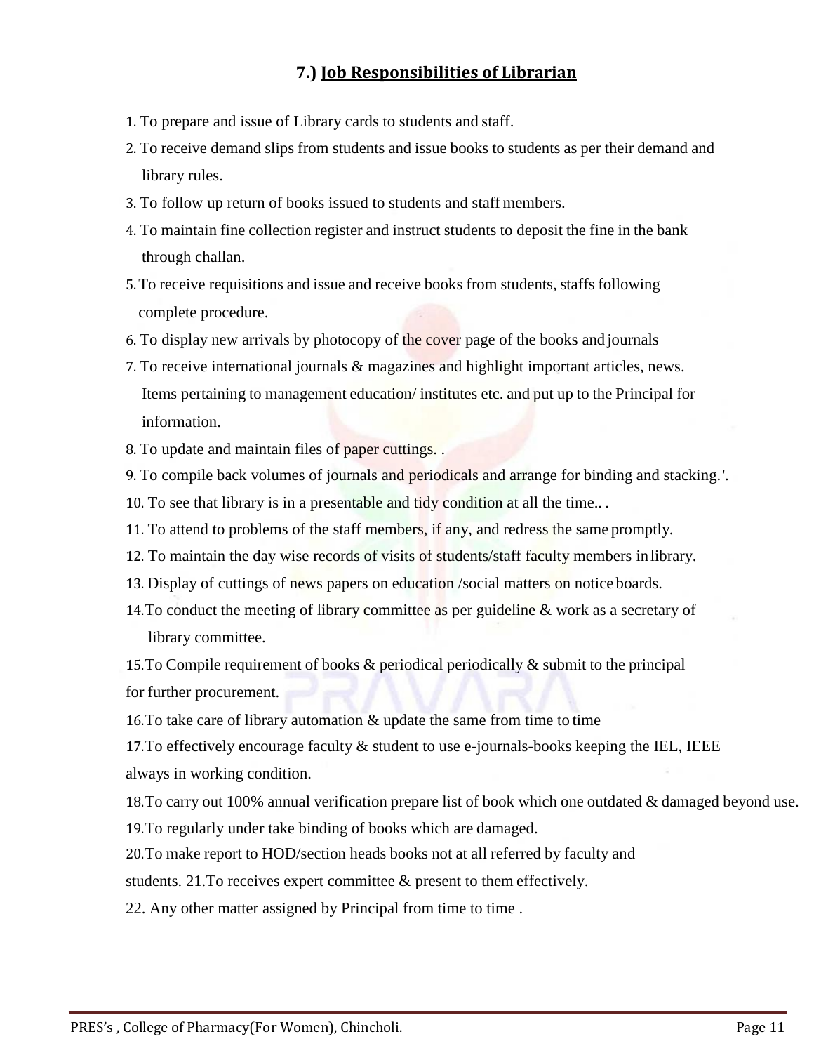## 7.) Job Responsibilities of Librarian

1. To prepare and issue of Library cards to students and staff.
2. To receive demand slips from students and issue books to students as per their demand and library rules.
3. To follow up return of books issued to students and staff members.
4. To maintain fine collection register and instruct students to deposit the fine in the bank through challan.
5. To receive requisitions and issue and receive books from students, staffs following complete procedure.
6. To display new arrivals by photocopy of the cover page of the books and journals
7. To receive international journals & magazines and highlight important articles, news. Items pertaining to management education/ institutes etc. and put up to the Principal for information.
8. To update and maintain files of paper cuttings. .
9. To compile back volumes of journals and periodicals and arrange for binding and stacking.'.
10. To see that library is in a presentable and tidy condition at all the time.. .
11. To attend to problems of the staff members, if any, and redress the same promptly.
12. To maintain the day wise records of visits of students/staff faculty members in library.
13. Display of cuttings of news papers on education /social matters on notice boards.
14. To conduct the meeting of library committee as per guideline & work as a secretary of library committee.
15. To Compile requirement of books & periodical periodically & submit to the principal for further procurement.
16. To take care of library automation & update the same from time to time
17. To effectively encourage faculty & student to use e-journals-books keeping the IEL, IEEE always in working condition.
18. To carry out 100% annual verification prepare list of book which one outdated & damaged beyond use.
19. To regularly under take binding of books which are damaged.
20. To make report to HOD/section heads books not at all referred by faculty and students. 21.To receives expert committee & present to them effectively.
22. Any other matter assigned by Principal from time to time .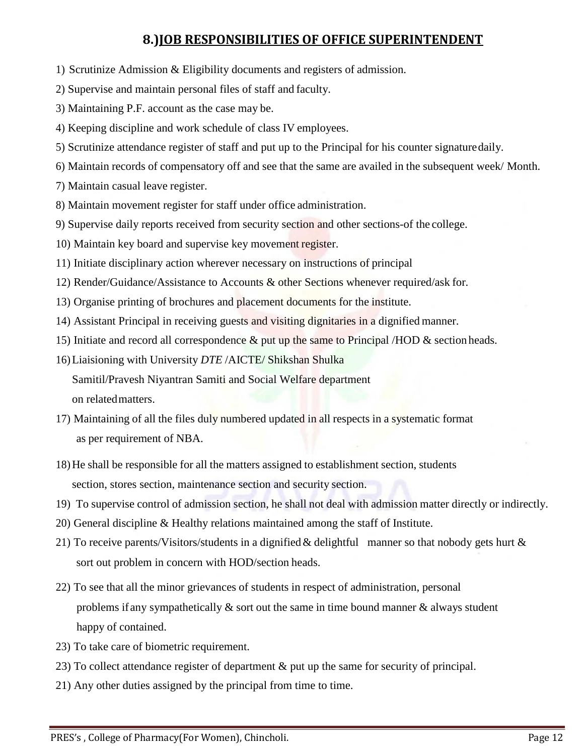## 8.)JOB RESPONSIBILITIES OF OFFICE SUPERINTENDENT

1) Scrutinize Admission & Eligibility documents and registers of admission.
2) Supervise and maintain personal files of staff and faculty.
3) Maintaining P.F. account as the case may be.
4) Keeping discipline and work schedule of class IV employees.
5) Scrutinize attendance register of staff and put up to the Principal for his counter signature daily.
6) Maintain records of compensatory off and see that the same are availed in the subsequent week/ Month.
7) Maintain casual leave register.
8) Maintain movement register for staff under office administration.
9) Supervise daily reports received from security section and other sections-of the college.
10) Maintain key board and supervise key movement register.
11) Initiate disciplinary action wherever necessary on instructions of principal
12) Render/Guidance/Assistance to Accounts & other Sections whenever required/ask for.
13) Organise printing of brochures and placement documents for the institute.
14) Assistant Principal in receiving guests and visiting dignitaries in a dignified manner.
15) Initiate and record all correspondence & put up the same to Principal /HOD & section heads.
16) Liaisioning with University *DTE* /AICTE/ Shikshan Shulka Samitil/Pravesh Niyantran Samiti and Social Welfare department on related matters.
17) Maintaining of all the files duly numbered updated in all respects in a systematic format as per requirement of NBA.
18) He shall be responsible for all the matters assigned to establishment section, students section, stores section, maintenance section and security section.
19) To supervise control of admission section, he shall not deal with admission matter directly or indirectly.
20) General discipline & Healthy relations maintained among the staff of Institute.
21) To receive parents/Visitors/students in a dignified & delightful manner so that nobody gets hurt & sort out problem in concern with HOD/section heads.
22) To see that all the minor grievances of students in respect of administration, personal problems if any sympathetically & sort out the same in time bound manner & always student happy of contained.
23) To take care of biometric requirement.
23) To collect attendance register of department & put up the same for security of principal.
21) Any other duties assigned by the principal from time to time.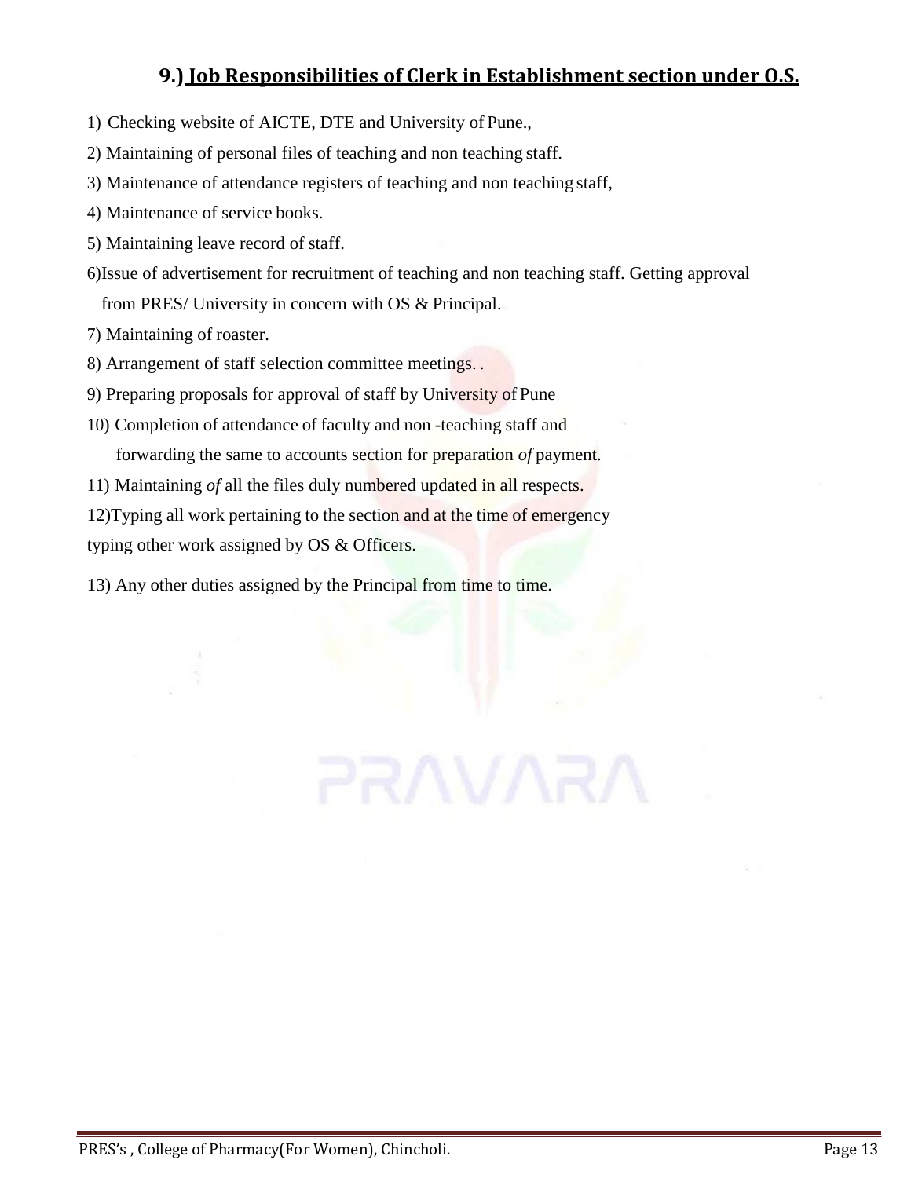## 9.) Job Responsibilities of Clerk in Establishment section under O.S.

1) Checking website of AICTE, DTE and University of Pune.,

2) Maintaining of personal files of teaching and non teaching staff.

3) Maintenance of attendance registers of teaching and non teaching staff,

4) Maintenance of service books.

5) Maintaining leave record of staff.

6)Issue of advertisement for recruitment of teaching and non teaching staff. Getting approval from PRES/ University in concern with OS & Principal.

7) Maintaining of roaster.

8) Arrangement of staff selection committee meetings. .

9) Preparing proposals for approval of staff by University of Pune

10) Completion of attendance of faculty and non -teaching staff and forwarding the same to accounts section for preparation *of* payment.

11) Maintaining *of* all the files duly numbered updated in all respects.

12)Typing all work pertaining to the section and at the time of emergency typing other work assigned by OS & Officers.

13) Any other duties assigned by the Principal from time to time.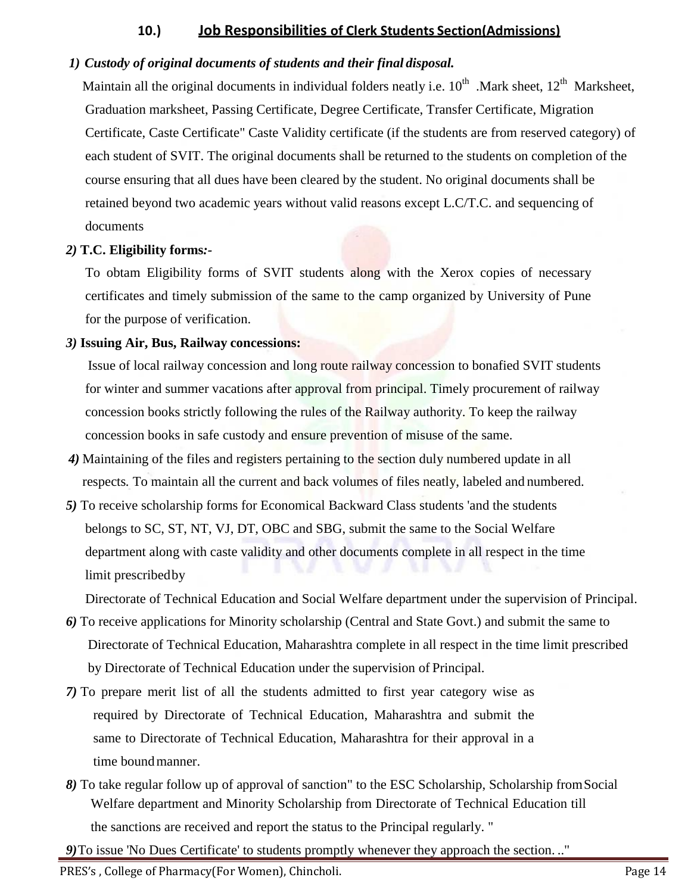## 10.) Job Responsibilities of Clerk Students Section(Admissions)

1) ***Custody of original documents of students and their final disposal.***

Maintain all the original documents in individual folders neatly i.e. 10th .Mark sheet, 12th Marksheet, Graduation marksheet, Passing Certificate, Degree Certificate, Transfer Certificate, Migration Certificate, Caste Certificate" Caste Validity certificate (if the students are from reserved category) of each student of SVIT. The original documents shall be returned to the students on completion of the course ensuring that all dues have been cleared by the student. No original documents shall be retained beyond two academic years without valid reasons except L.C/T.C. and sequencing of documents

*2)* **T.C. Eligibility forms*:-***

To obtam Eligibility forms of SVIT students along with the Xerox copies of necessary certificates and timely submission of the same to the camp organized by University of Pune for the purpose of verification.

*3)* **Issuing Air, Bus, Railway concessions:**

Issue of local railway concession and long route railway concession to bonafied SVIT students for winter and summer vacations after approval from principal. Timely procurement of railway concession books strictly following the rules of the Railway authority. To keep the railway concession books in safe custody and ensure prevention of misuse of the same.

*4)* Maintaining of the files and registers pertaining to the section duly numbered update in all respects. To maintain all the current and back volumes of files neatly, labeled and numbered.

*5)* To receive scholarship forms for Economical Backward Class students 'and the students belongs to SC, ST, NT, VJ, DT, OBC and SBG, submit the same to the Social Welfare department along with caste validity and other documents complete in all respect in the time limit prescribed by

Directorate of Technical Education and Social Welfare department under the supervision of Principal.

*6)* To receive applications for Minority scholarship (Central and State Govt.) and submit the same to Directorate of Technical Education, Maharashtra complete in all respect in the time limit prescribed by Directorate of Technical Education under the supervision of Principal.

*7)* To prepare merit list of all the students admitted to first year category wise as required by Directorate of Technical Education, Maharashtra and submit the same to Directorate of Technical Education, Maharashtra for their approval in a time bound manner.

*8)* To take regular follow up of approval of sanction" to the ESC Scholarship, Scholarship from Social Welfare department and Minority Scholarship from Directorate of Technical Education till the sanctions are received and report the status to the Principal regularly. "

*9)* To issue 'No Dues Certificate' to students promptly whenever they approach the section. .."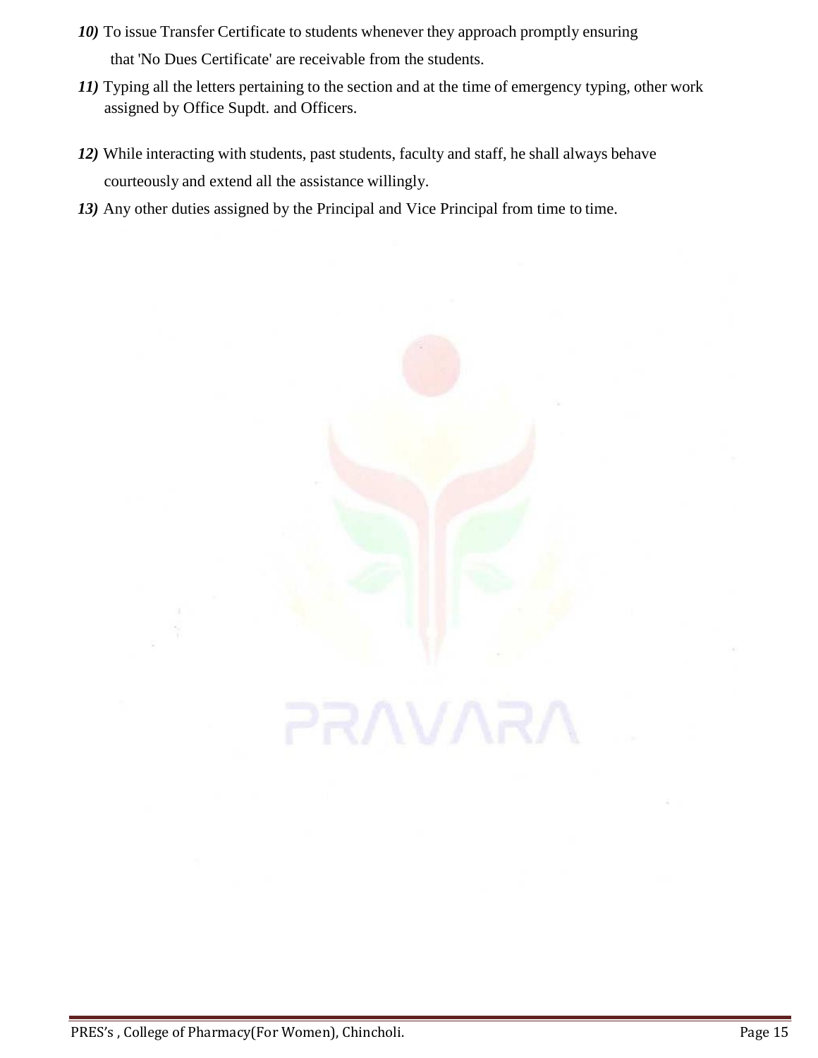*10)* To issue Transfer Certificate to students whenever they approach promptly ensuring that 'No Dues Certificate' are receivable from the students.

*11)* Typing all the letters pertaining to the section and at the time of emergency typing, other work assigned by Office Supdt. and Officers.

*12)* While interacting with students, past students, faculty and staff, he shall always behave courteously and extend all the assistance willingly.

*13)* Any other duties assigned by the Principal and Vice Principal from time to time.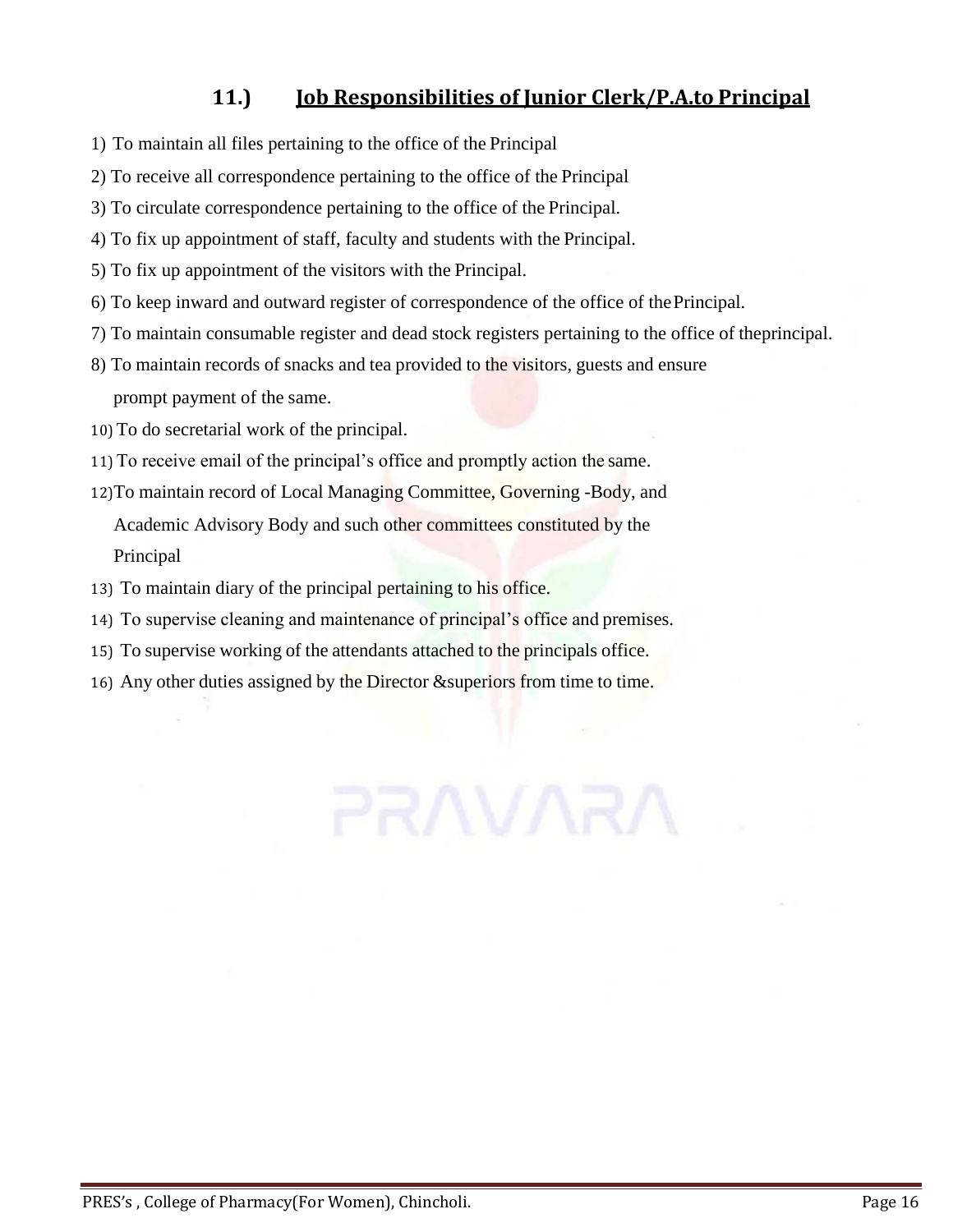## 11.) Job Responsibilities of Junior Clerk/P.A.to Principal

1) To maintain all files pertaining to the office of the Principal
2) To receive all correspondence pertaining to the office of the Principal
3) To circulate correspondence pertaining to the office of the Principal.
4) To fix up appointment of staff, faculty and students with the Principal.
5) To fix up appointment of the visitors with the Principal.
6) To keep inward and outward register of correspondence of the office of the Principal.
7) To maintain consumable register and dead stock registers pertaining to the office of theprincipal.
8) To maintain records of snacks and tea provided to the visitors, guests and ensure prompt payment of the same.

10) To do secretarial work of the principal.
11) To receive email of the principal's office and promptly action the same.
12) To maintain record of Local Managing Committee, Governing -Body, and Academic Advisory Body and such other committees constituted by the Principal
13) To maintain diary of the principal pertaining to his office.
14) To supervise cleaning and maintenance of principal's office and premises.
15) To supervise working of the attendants attached to the principals office.
16) Any other duties assigned by the Director &superiors from time to time.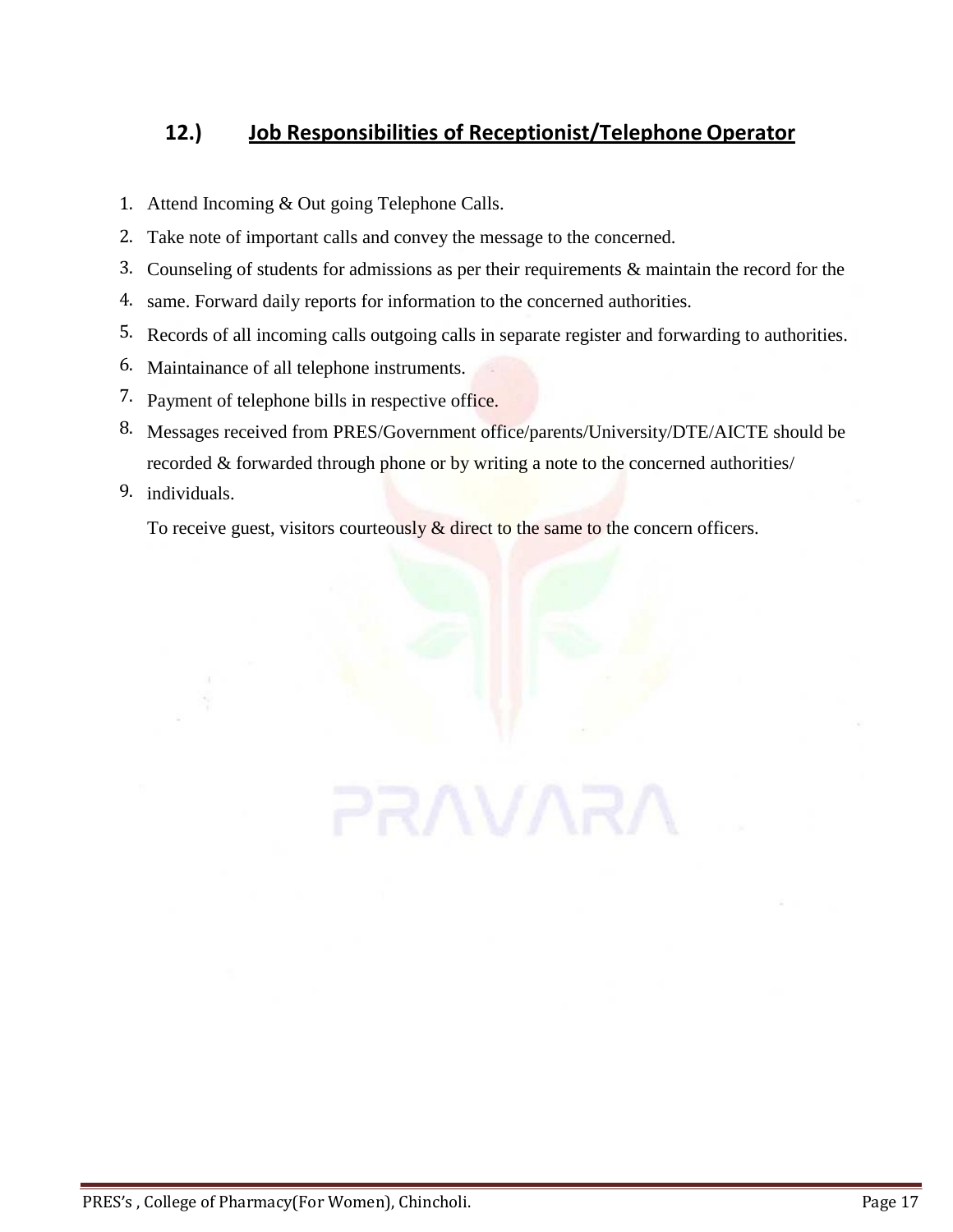## 12.) Job Responsibilities of Receptionist/Telephone Operator

1. Attend Incoming & Out going Telephone Calls.
2. Take note of important calls and convey the message to the concerned.
3. Counseling of students for admissions as per their requirements & maintain the record for the
4. same. Forward daily reports for information to the concerned authorities.
5. Records of all incoming calls outgoing calls in separate register and forwarding to authorities.
6. Maintainance of all telephone instruments.
7. Payment of telephone bills in respective office.
8. Messages received from PRES/Government office/parents/University/DTE/AICTE should be recorded & forwarded through phone or by writing a note to the concerned authorities/
9. individuals.

   To receive guest, visitors courteously & direct to the same to the concern officers.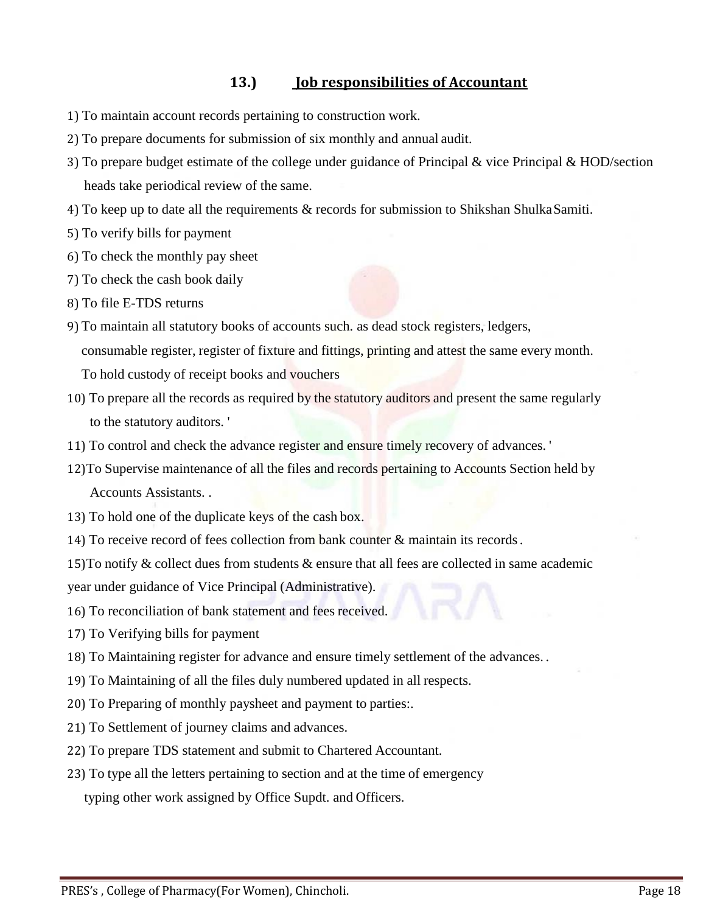## 13.) Job responsibilities of Accountant

1) To maintain account records pertaining to construction work.
2) To prepare documents for submission of six monthly and annual audit.
3) To prepare budget estimate of the college under guidance of Principal & vice Principal & HOD/section heads take periodical review of the same.
4) To keep up to date all the requirements & records for submission to Shikshan Shulka Samiti.
5) To verify bills for payment
6) To check the monthly pay sheet
7) To check the cash book daily
8) To file E-TDS returns
9) To maintain all statutory books of accounts such. as dead stock registers, ledgers, consumable register, register of fixture and fittings, printing and attest the same every month. To hold custody of receipt books and vouchers
10) To prepare all the records as required by the statutory auditors and present the same regularly to the statutory auditors. '
11) To control and check the advance register and ensure timely recovery of advances. '
12) To Supervise maintenance of all the files and records pertaining to Accounts Section held by Accounts Assistants. .
13) To hold one of the duplicate keys of the cash box.
14) To receive record of fees collection from bank counter & maintain its records.
15) To notify & collect dues from students & ensure that all fees are collected in same academic year under guidance of Vice Principal (Administrative).
16) To reconciliation of bank statement and fees received.
17) To Verifying bills for payment
18) To Maintaining register for advance and ensure timely settlement of the advances. .
19) To Maintaining of all the files duly numbered updated in all respects.
20) To Preparing of monthly paysheet and payment to parties:.
21) To Settlement of journey claims and advances.
22) To prepare TDS statement and submit to Chartered Accountant.
23) To type all the letters pertaining to section and at the time of emergency typing other work assigned by Office Supdt. and Officers.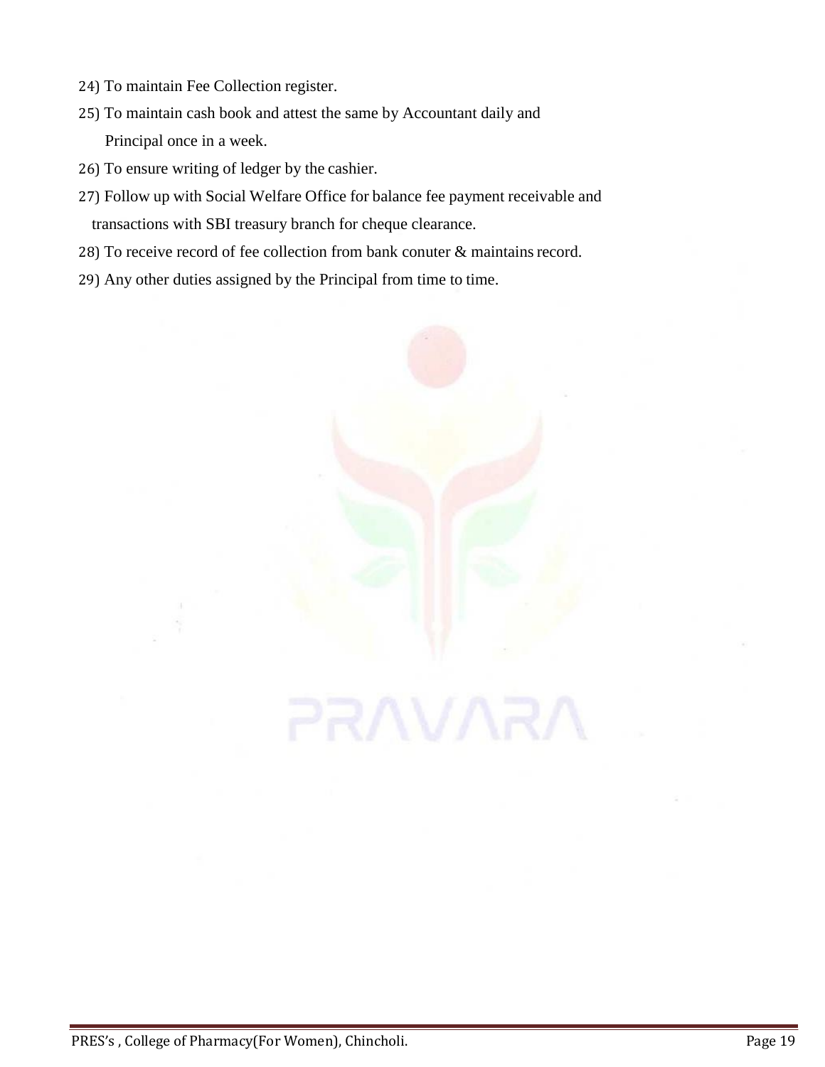24) To maintain Fee Collection register.
25) To maintain cash book and attest the same by Accountant daily and Principal once in a week.
26) To ensure writing of ledger by the cashier.
27) Follow up with Social Welfare Office for balance fee payment receivable and transactions with SBI treasury branch for cheque clearance.
28) To receive record of fee collection from bank conuter & maintains record.
29) Any other duties assigned by the Principal from time to time.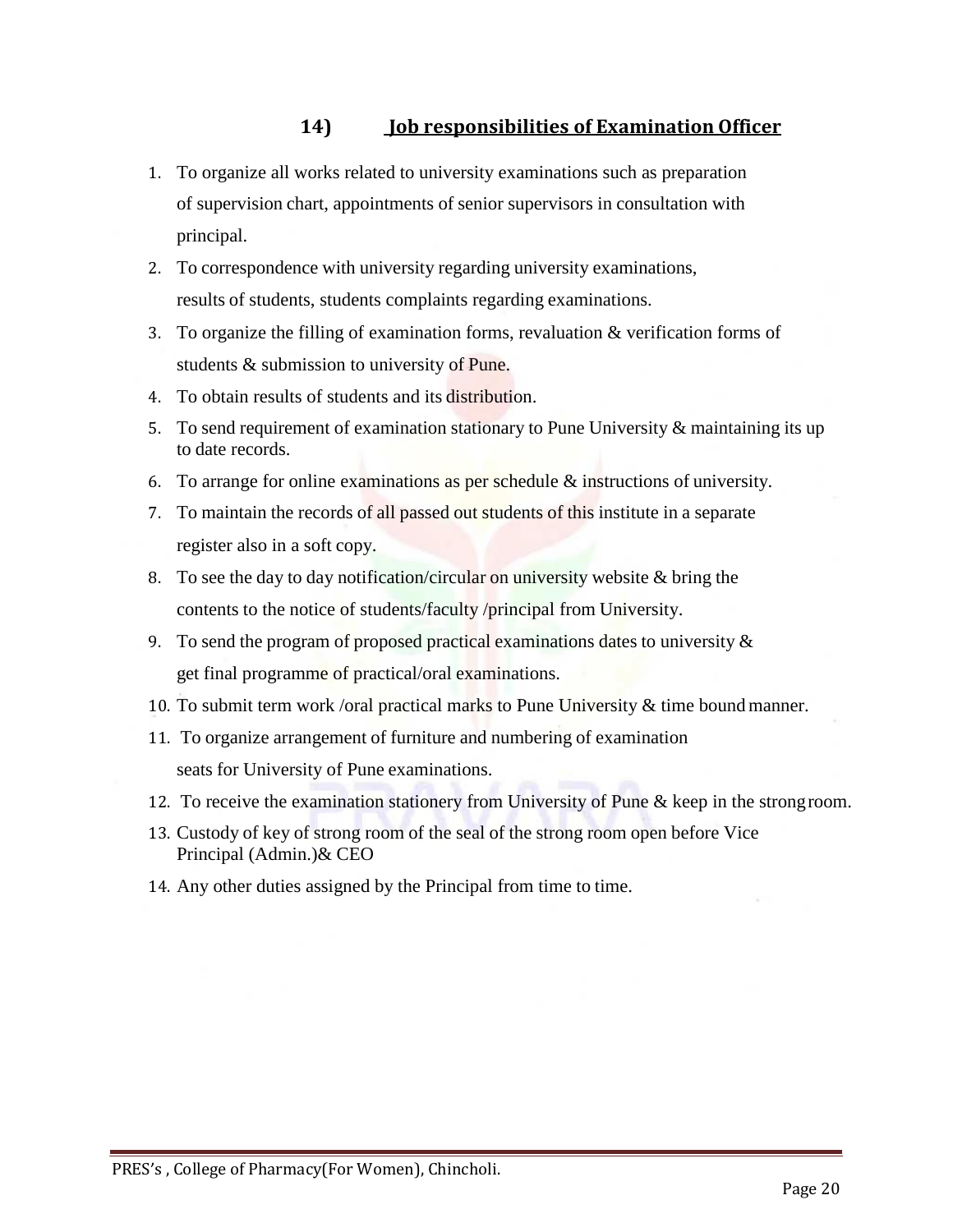## 14) Job responsibilities of Examination Officer

1. To organize all works related to university examinations such as preparation of supervision chart, appointments of senior supervisors in consultation with principal.
2. To correspondence with university regarding university examinations, results of students, students complaints regarding examinations.
3. To organize the filling of examination forms, revaluation & verification forms of students & submission to university of Pune.
4. To obtain results of students and its distribution.
5. To send requirement of examination stationary to Pune University & maintaining its up to date records.
6. To arrange for online examinations as per schedule & instructions of university.
7. To maintain the records of all passed out students of this institute in a separate register also in a soft copy.
8. To see the day to day notification/circular on university website & bring the contents to the notice of students/faculty /principal from University.
9. To send the program of proposed practical examinations dates to university & get final programme of practical/oral examinations.
10. To submit term work /oral practical marks to Pune University & time bound manner.
11. To organize arrangement of furniture and numbering of examination seats for University of Pune examinations.
12. To receive the examination stationery from University of Pune & keep in the strong room.
13. Custody of key of strong room of the seal of the strong room open before Vice Principal (Admin.)& CEO
14. Any other duties assigned by the Principal from time to time.